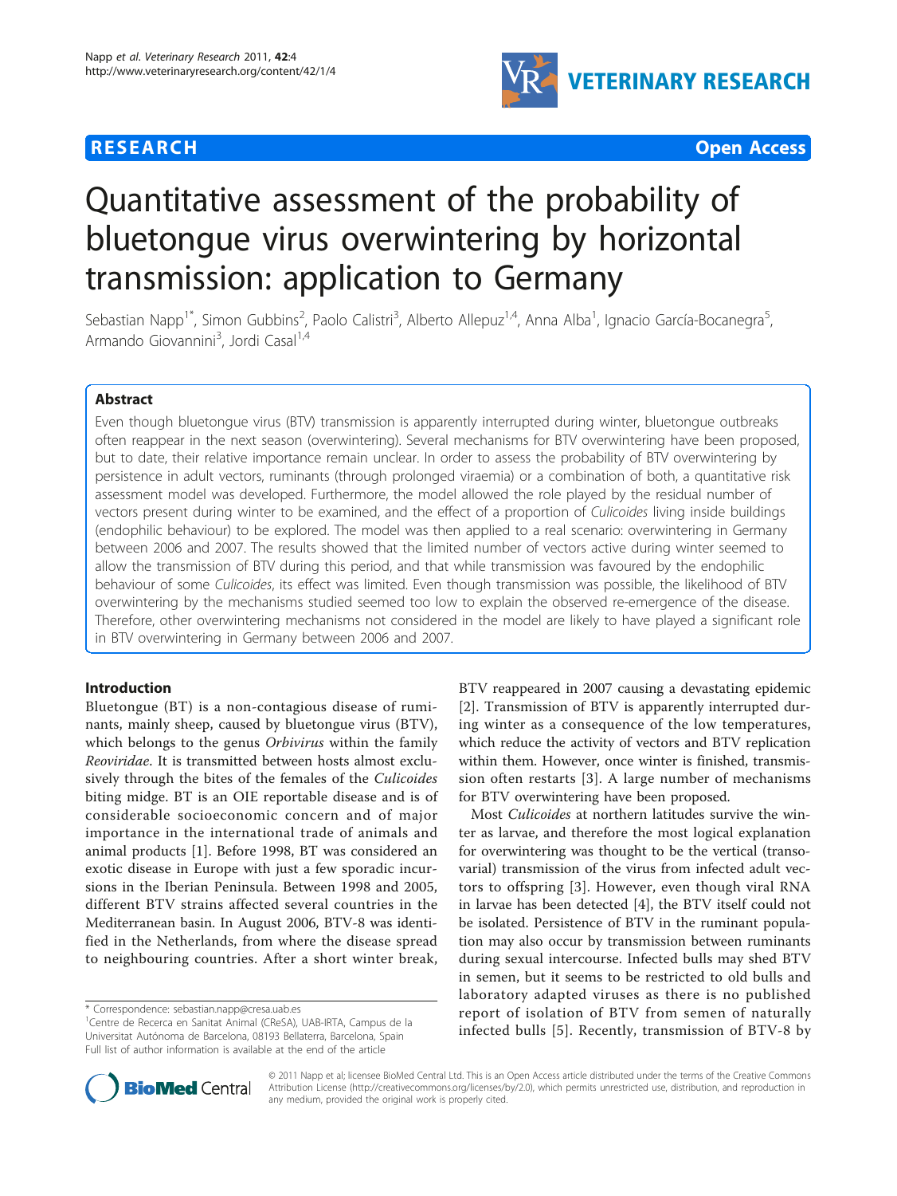RESEARCH Open Access

# Quantitative assessment of the probability of bluetongue virus overwintering by horizontal transmission: application to Germany

Sebastian Napp[1*], Simon Gubbins[2], Paolo Calistri[3], Alberto Allepuz[1,4], Anna Alba[1], Ignacio García-Bocanegra[5], Armando Giovannini[3], Jordi Casal[1,4]

## Abstract

Even though bluetongue virus (BTV) transmission is apparently interrupted during winter, bluetongue outbreaks often reappear in the next season (overwintering). Several mechanisms for BTV overwintering have been proposed, but to date, their relative importance remain unclear. In order to assess the probability of BTV overwintering by persistence in adult vectors, ruminants (through prolonged viraemia) or a combination of both, a quantitative risk assessment model was developed. Furthermore, the model allowed the role played by the residual number of vectors present during winter to be examined, and the effect of a proportion of *Culicoides* living inside buildings (endophilic behaviour) to be explored. The model was then applied to a real scenario: overwintering in Germany between 2006 and 2007. The results showed that the limited number of vectors active during winter seemed to allow the transmission of BTV during this period, and that while transmission was favoured by the endophilic behaviour of some *Culicoides*, its effect was limited. Even though transmission was possible, the likelihood of BTV overwintering by the mechanisms studied seemed too low to explain the observed re-emergence of the disease. Therefore, other overwintering mechanisms not considered in the model are likely to have played a significant role in BTV overwintering in Germany between 2006 and 2007.

## Introduction

Bluetongue (BT) is a non-contagious disease of ruminants, mainly sheep, caused by bluetongue virus (BTV), which belongs to the genus *Orbivirus* within the family *Reoviridae*. It is transmitted between hosts almost exclusively through the bites of the females of the *Culicoides* biting midge. BT is an OIE reportable disease and is of considerable socioeconomic concern and of major importance in the international trade of animals and animal products [1]. Before 1998, BT was considered an exotic disease in Europe with just a few sporadic incursions in the Iberian Peninsula. Between 1998 and 2005, different BTV strains affected several countries in the Mediterranean basin. In August 2006, BTV-8 was identified in the Netherlands, from where the disease spread to neighbouring countries. After a short winter break, BTV reappeared in 2007 causing a devastating epidemic [2]. Transmission of BTV is apparently interrupted during winter as a consequence of the low temperatures, which reduce the activity of vectors and BTV replication within them. However, once winter is finished, transmission often restarts [3]. A large number of mechanisms for BTV overwintering have been proposed.

Most *Culicoides* at northern latitudes survive the winter as larvae, and therefore the most logical explanation for overwintering was thought to be the vertical (transovarial) transmission of the virus from infected adult vectors to offspring [3]. However, even though viral RNA in larvae has been detected [4], the BTV itself could not be isolated. Persistence of BTV in the ruminant population may also occur by transmission between ruminants during sexual intercourse. Infected bulls may shed BTV in semen, but it seems to be restricted to old bulls and laboratory adapted viruses as there is no published report of isolation of BTV from semen of naturally infected bulls [5]. Recently, transmission of BTV-8 by

* Correspondence: sebastian.napp@cresa.uab.es
[1]Centre de Recerca en Sanitat Animal (CReSA), UAB-IRTA, Campus de la Universitat Autónoma de Barcelona, 08193 Bellaterra, Barcelona, Spain
Full list of author information is available at the end of the article

© 2011 Napp et al; licensee BioMed Central Ltd. This is an Open Access article distributed under the terms of the Creative Commons Attribution License (http://creativecommons.org/licenses/by/2.0), which permits unrestricted use, distribution, and reproduction in any medium, provided the original work is properly cited.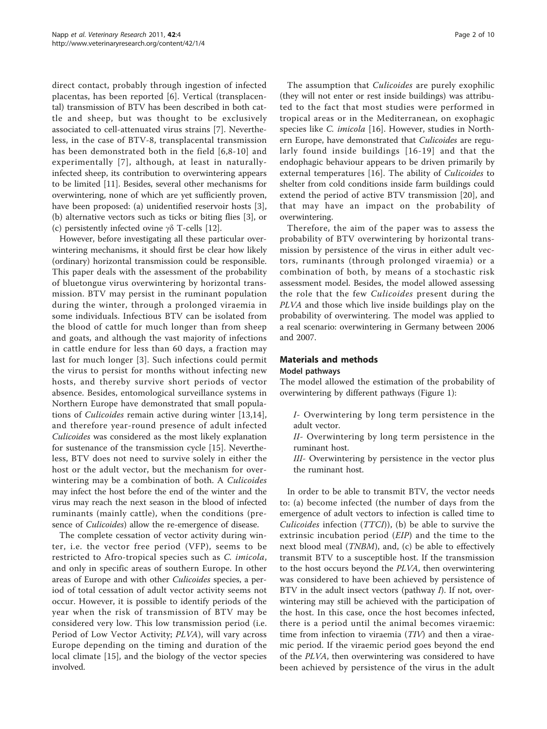direct contact, probably through ingestion of infected placentas, has been reported [6]. Vertical (transplacental) transmission of BTV has been described in both cattle and sheep, but was thought to be exclusively associated to cell-attenuated virus strains [7]. Nevertheless, in the case of BTV-8, transplacental transmission has been demonstrated both in the field [6,8-10] and experimentally [7], although, at least in naturally-infected sheep, its contribution to overwintering appears to be limited [11]. Besides, several other mechanisms for overwintering, none of which are yet sufficiently proven, have been proposed: (a) unidentified reservoir hosts [3], (b) alternative vectors such as ticks or biting flies [3], or (c) persistently infected ovine γδ T-cells [12].

However, before investigating all these particular overwintering mechanisms, it should first be clear how likely (ordinary) horizontal transmission could be responsible. This paper deals with the assessment of the probability of bluetongue virus overwintering by horizontal transmission. BTV may persist in the ruminant population during the winter, through a prolonged viraemia in some individuals. Infectious BTV can be isolated from the blood of cattle for much longer than from sheep and goats, and although the vast majority of infections in cattle endure for less than 60 days, a fraction may last for much longer [3]. Such infections could permit the virus to persist for months without infecting new hosts, and thereby survive short periods of vector absence. Besides, entomological surveillance systems in Northern Europe have demonstrated that small populations of *Culicoides* remain active during winter [13,14], and therefore year-round presence of adult infected *Culicoides* was considered as the most likely explanation for sustenance of the transmission cycle [15]. Nevertheless, BTV does not need to survive solely in either the host or the adult vector, but the mechanism for overwintering may be a combination of both. A *Culicoides* may infect the host before the end of the winter and the virus may reach the next season in the blood of infected ruminants (mainly cattle), when the conditions (presence of *Culicoides*) allow the re-emergence of disease.

The complete cessation of vector activity during winter, i.e. the vector free period (VFP), seems to be restricted to Afro-tropical species such as *C. imicola*, and only in specific areas of southern Europe. In other areas of Europe and with other *Culicoides* species, a period of total cessation of adult vector activity seems not occur. However, it is possible to identify periods of the year when the risk of transmission of BTV may be considered very low. This low transmission period (i.e. Period of Low Vector Activity; *PLVA*), will vary across Europe depending on the timing and duration of the local climate [15], and the biology of the vector species involved.

The assumption that *Culicoides* are purely exophilic (they will not enter or rest inside buildings) was attributed to the fact that most studies were performed in tropical areas or in the Mediterranean, on exophagic species like *C. imicola* [16]. However, studies in Northern Europe, have demonstrated that *Culicoides* are regularly found inside buildings [16-19] and that the endophagic behaviour appears to be driven primarily by external temperatures [16]. The ability of *Culicoides* to shelter from cold conditions inside farm buildings could extend the period of active BTV transmission [20], and that may have an impact on the probability of overwintering.

Therefore, the aim of the paper was to assess the probability of BTV overwintering by horizontal transmission by persistence of the virus in either adult vectors, ruminants (through prolonged viraemia) or a combination of both, by means of a stochastic risk assessment model. Besides, the model allowed assessing the role that the few *Culicoides* present during the *PLVA* and those which live inside buildings play on the probability of overwintering. The model was applied to a real scenario: overwintering in Germany between 2006 and 2007.

## Materials and methods

### Model pathways

The model allowed the estimation of the probability of overwintering by different pathways (Figure 1):

*I*- Overwintering by long term persistence in the adult vector.

*II*- Overwintering by long term persistence in the ruminant host.

*III*- Overwintering by persistence in the vector plus the ruminant host.

In order to be able to transmit BTV, the vector needs to: (a) become infected (the number of days from the emergence of adult vectors to infection is called time to *Culicoides* infection (*TTCI*)), (b) be able to survive the extrinsic incubation period (*EIP*) and the time to the next blood meal (*TNBM*), and, (c) be able to effectively transmit BTV to a susceptible host. If the transmission to the host occurs beyond the *PLVA*, then overwintering was considered to have been achieved by persistence of BTV in the adult insect vectors (pathway *I*). If not, overwintering may still be achieved with the participation of the host. In this case, once the host becomes infected, there is a period until the animal becomes viraemic: time from infection to viraemia (*TIV*) and then a viraemic period. If the viraemic period goes beyond the end of the *PLVA*, then overwintering was considered to have been achieved by persistence of the virus in the adult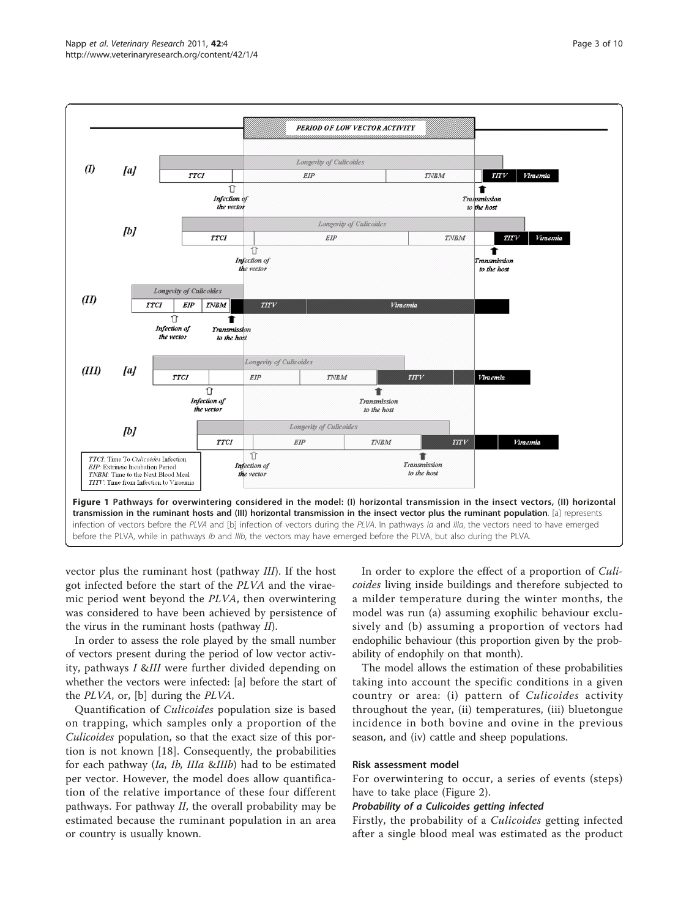PERIOD OF LOW VECTOR ACTIVITY

(I) [a]
Longevity of Culicoides
TTCI
EIP
TNBM
TITV
Viraemia
Infection of the vector
Transmission to the host

[b]
Longevity of Culicoides
TTCI
EIP
TNBM
TITV
Viraemia
Infection of the vector
Transmission to the host

(II)
Longevity of Culicoides
TTCI
EIP
TNBM
TITV
Viraemia
Infection of the vector
Transmission to the host

(III) [a]
Longevity of Culicoides
TTCI
EIP
TNBM
TITV
Viraemia
Infection of the vector
Transmission to the host

[b]
Longevity of Culicoides
TTCI
EIP
TNBM
TITV
Viraemia
Infection of the vector
Transmission to the host

TTCI: Time To *Culicoides* Infection
EIP: Extrinsic Incubation Period
TNBM: Time to the Next Blood Meal
TITV: Time from Infection to Viraemia

**Figure 1 Pathways for overwintering considered in the model: (I) horizontal transmission in the insect vectors, (II) horizontal transmission in the ruminant hosts and (III) horizontal transmission in the insect vector plus the ruminant population**. [a] represents infection of vectors before the *PLVA* and [b] infection of vectors during the *PLVA*. In pathways *Ia* and *IIIa*, the vectors need to have emerged before the PLVA, while in pathways *Ib* and *IIIb*, the vectors may have emerged before the PLVA, but also during the PLVA.

vector plus the ruminant host (pathway *III*). If the host got infected before the start of the *PLVA* and the viraemic period went beyond the *PLVA*, then overwintering was considered to have been achieved by persistence of the virus in the ruminant hosts (pathway *II*).

In order to assess the role played by the small number of vectors present during the period of low vector activity, pathways *I* &*III* were further divided depending on whether the vectors were infected: [a] before the start of the *PLVA*, or, [b] during the *PLVA*.

Quantification of *Culicoides* population size is based on trapping, which samples only a proportion of the *Culicoides* population, so that the exact size of this portion is not known [18]. Consequently, the probabilities for each pathway (*Ia, Ib, IIIa* &*IIIb*) had to be estimated per vector. However, the model does allow quantification of the relative importance of these four different pathways. For pathway *II*, the overall probability may be estimated because the ruminant population in an area or country is usually known.

In order to explore the effect of a proportion of *Culicoides* living inside buildings and therefore subjected to a milder temperature during the winter months, the model was run (a) assuming exophilic behaviour exclusively and (b) assuming a proportion of vectors had endophilic behaviour (this proportion given by the probability of endophily on that month).

The model allows the estimation of these probabilities taking into account the specific conditions in a given country or area: (i) pattern of *Culicoides* activity throughout the year, (ii) temperatures, (iii) bluetongue incidence in both bovine and ovine in the previous season, and (iv) cattle and sheep populations.

### Risk assessment model

For overwintering to occur, a series of events (steps) have to take place (Figure 2).

#### *Probability of a Culicoides getting infected*

Firstly, the probability of a *Culicoides* getting infected after a single blood meal was estimated as the product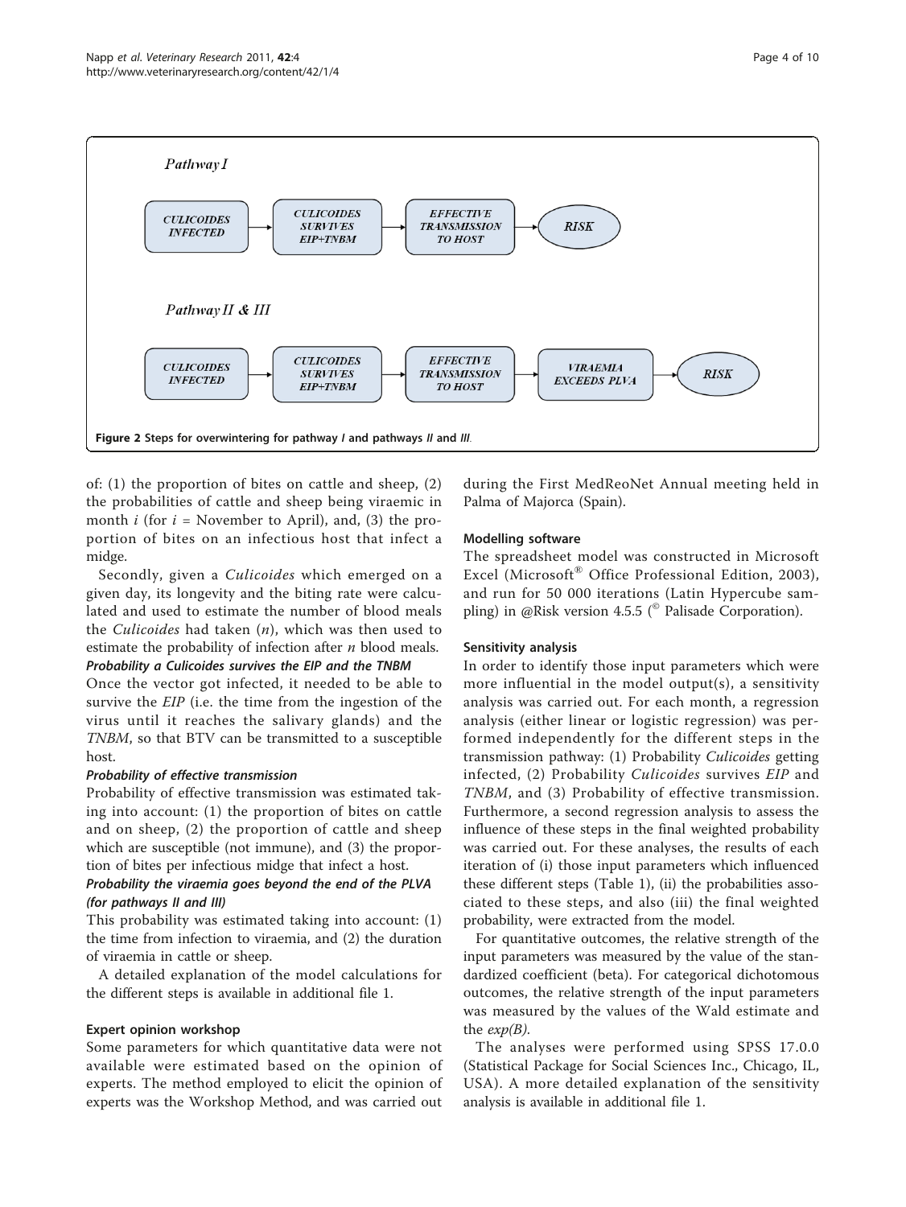Figure 2 Steps for overwintering for pathway *I* and pathways *II* and *III*.

of: (1) the proportion of bites on cattle and sheep, (2) the probabilities of cattle and sheep being viraemic in month $i$ (for $i$ = November to April), and, (3) the proportion of bites on an infectious host that infect a midge.

Secondly, given a *Culicoides* which emerged on a given day, its longevity and the biting rate were calculated and used to estimate the number of blood meals the *Culicoides* had taken ($n$), which was then used to estimate the probability of infection after $n$ blood meals.

#### Probability a Culicoides survives the EIP and the TNBM

Once the vector got infected, it needed to be able to survive the *EIP* (i.e. the time from the ingestion of the virus until it reaches the salivary glands) and the *TNBM*, so that BTV can be transmitted to a susceptible host.

#### Probability of effective transmission

Probability of effective transmission was estimated taking into account: (1) the proportion of bites on cattle and on sheep, (2) the proportion of cattle and sheep which are susceptible (not immune), and (3) the proportion of bites per infectious midge that infect a host.

#### Probability the viraemia goes beyond the end of the PLVA (for pathways II and III)

This probability was estimated taking into account: (1) the time from infection to viraemia, and (2) the duration of viraemia in cattle or sheep.

A detailed explanation of the model calculations for the different steps is available in additional file 1.

### Expert opinion workshop

Some parameters for which quantitative data were not available were estimated based on the opinion of experts. The method employed to elicit the opinion of experts was the Workshop Method, and was carried out during the First MedReoNet Annual meeting held in Palma of Majorca (Spain).

### Modelling software

The spreadsheet model was constructed in Microsoft Excel (Microsoft® Office Professional Edition, 2003), and run for 50 000 iterations (Latin Hypercube sampling) in @Risk version 4.5.5 (© Palisade Corporation).

### Sensitivity analysis

In order to identify those input parameters which were more influential in the model output(s), a sensitivity analysis was carried out. For each month, a regression analysis (either linear or logistic regression) was performed independently for the different steps in the transmission pathway: (1) Probability *Culicoides* getting infected, (2) Probability *Culicoides* survives *EIP* and *TNBM*, and (3) Probability of effective transmission. Furthermore, a second regression analysis to assess the influence of these steps in the final weighted probability was carried out. For these analyses, the results of each iteration of (i) those input parameters which influenced these different steps (Table 1), (ii) the probabilities associated to these steps, and also (iii) the final weighted probability, were extracted from the model.

For quantitative outcomes, the relative strength of the input parameters was measured by the value of the standardized coefficient (beta). For categorical dichotomous outcomes, the relative strength of the input parameters was measured by the values of the Wald estimate and the *exp(B)*.

The analyses were performed using SPSS 17.0.0 (Statistical Package for Social Sciences Inc., Chicago, IL, USA). A more detailed explanation of the sensitivity analysis is available in additional file 1.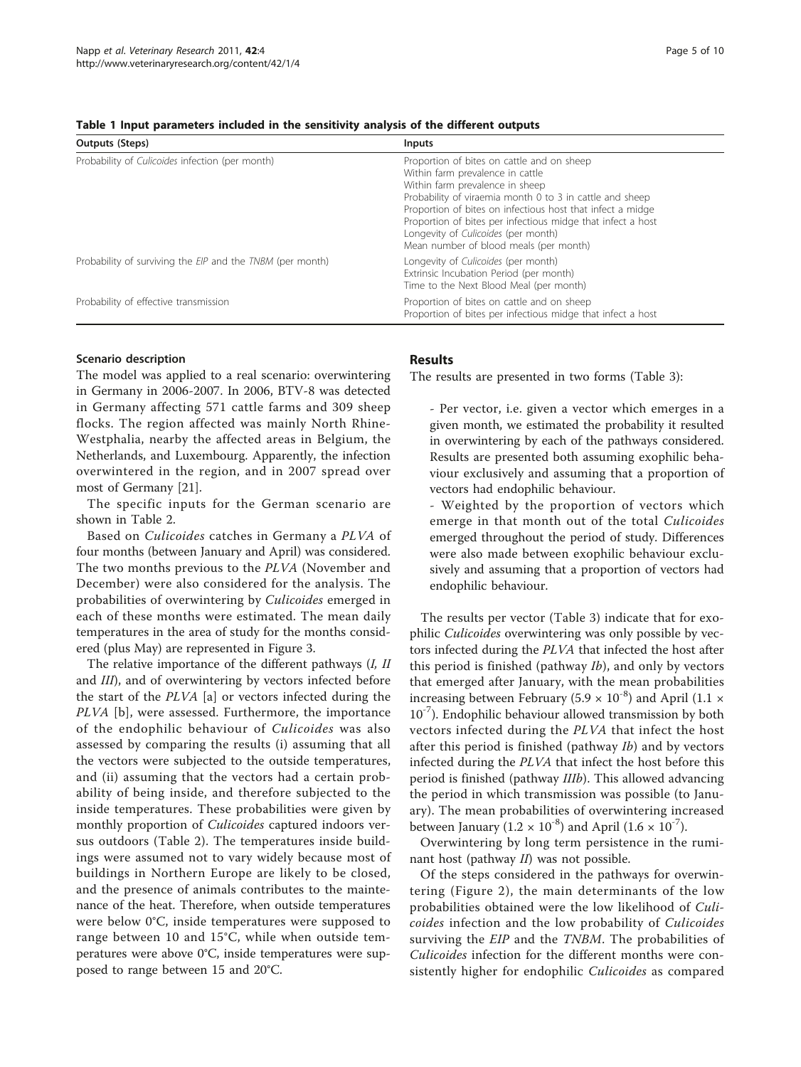**Table 1 Input parameters included in the sensitivity analysis of the different outputs**

| Outputs (Steps) | Inputs |
| --- | --- |
| Probability of *Culicoides* infection (per month) | Proportion of bites on cattle and on sheep<br>Within farm prevalence in cattle<br>Within farm prevalence in sheep<br>Probability of viraemia month 0 to 3 in cattle and sheep<br>Proportion of bites on infectious host that infect a midge<br>Proportion of bites per infectious midge that infect a host<br>Longevity of *Culicoides* (per month)<br>Mean number of blood meals (per month) |
| Probability of surviving the *EIP* and the *TNBM* (per month) | Longevity of *Culicoides* (per month)<br>Extrinsic Incubation Period (per month)<br>Time to the Next Blood Meal (per month) |
| Probability of effective transmission | Proportion of bites on cattle and on sheep<br>Proportion of bites per infectious midge that infect a host |

### Scenario description

The model was applied to a real scenario: overwintering in Germany in 2006-2007. In 2006, BTV-8 was detected in Germany affecting 571 cattle farms and 309 sheep flocks. The region affected was mainly North Rhine-Westphalia, nearby the affected areas in Belgium, the Netherlands, and Luxembourg. Apparently, the infection overwintered in the region, and in 2007 spread over most of Germany [21].

The specific inputs for the German scenario are shown in Table 2.

Based on *Culicoides* catches in Germany a *PLVA* of four months (between January and April) was considered. The two months previous to the *PLVA* (November and December) were also considered for the analysis. The probabilities of overwintering by *Culicoides* emerged in each of these months were estimated. The mean daily temperatures in the area of study for the months considered (plus May) are represented in Figure 3.

The relative importance of the different pathways (*I, II* and *III*), and of overwintering by vectors infected before the start of the *PLVA* [a] or vectors infected during the *PLVA* [b], were assessed. Furthermore, the importance of the endophilic behaviour of *Culicoides* was also assessed by comparing the results (i) assuming that all the vectors were subjected to the outside temperatures, and (ii) assuming that the vectors had a certain probability of being inside, and therefore subjected to the inside temperatures. These probabilities were given by monthly proportion of *Culicoides* captured indoors versus outdoors (Table 2). The temperatures inside buildings were assumed not to vary widely because most of buildings in Northern Europe are likely to be closed, and the presence of animals contributes to the maintenance of the heat. Therefore, when outside temperatures were below 0°C, inside temperatures were supposed to range between 10 and 15°C, while when outside temperatures were above 0°C, inside temperatures were supposed to range between 15 and 20°C.

## Results

The results are presented in two forms (Table 3):

- Per vector, i.e. given a vector which emerges in a given month, we estimated the probability it resulted in overwintering by each of the pathways considered. Results are presented both assuming exophilic behaviour exclusively and assuming that a proportion of vectors had endophilic behaviour.
- Weighted by the proportion of vectors which emerge in that month out of the total *Culicoides* emerged throughout the period of study. Differences were also made between exophilic behaviour exclusively and assuming that a proportion of vectors had endophilic behaviour.

The results per vector (Table 3) indicate that for exophilic *Culicoides* overwintering was only possible by vectors infected during the *PLVA* that infected the host after this period is finished (pathway *Ib*), and only by vectors that emerged after January, with the mean probabilities increasing between February ($5.9 \times 10^{-8}$) and April ($1.1 \times 10^{-7}$). Endophilic behaviour allowed transmission by both vectors infected during the *PLVA* that infect the host after this period is finished (pathway *Ib*) and by vectors infected during the *PLVA* that infect the host before this period is finished (pathway *IIIb*). This allowed advancing the period in which transmission was possible (to January). The mean probabilities of overwintering increased between January ($1.2 \times 10^{-8}$) and April ($1.6 \times 10^{-7}$).

Overwintering by long term persistence in the ruminant host (pathway *II*) was not possible.

Of the steps considered in the pathways for overwintering (Figure 2), the main determinants of the low probabilities obtained were the low likelihood of *Culicoides* infection and the low probability of *Culicoides* surviving the *EIP* and the *TNBM*. The probabilities of *Culicoides* infection for the different months were consistently higher for endophilic *Culicoides* as compared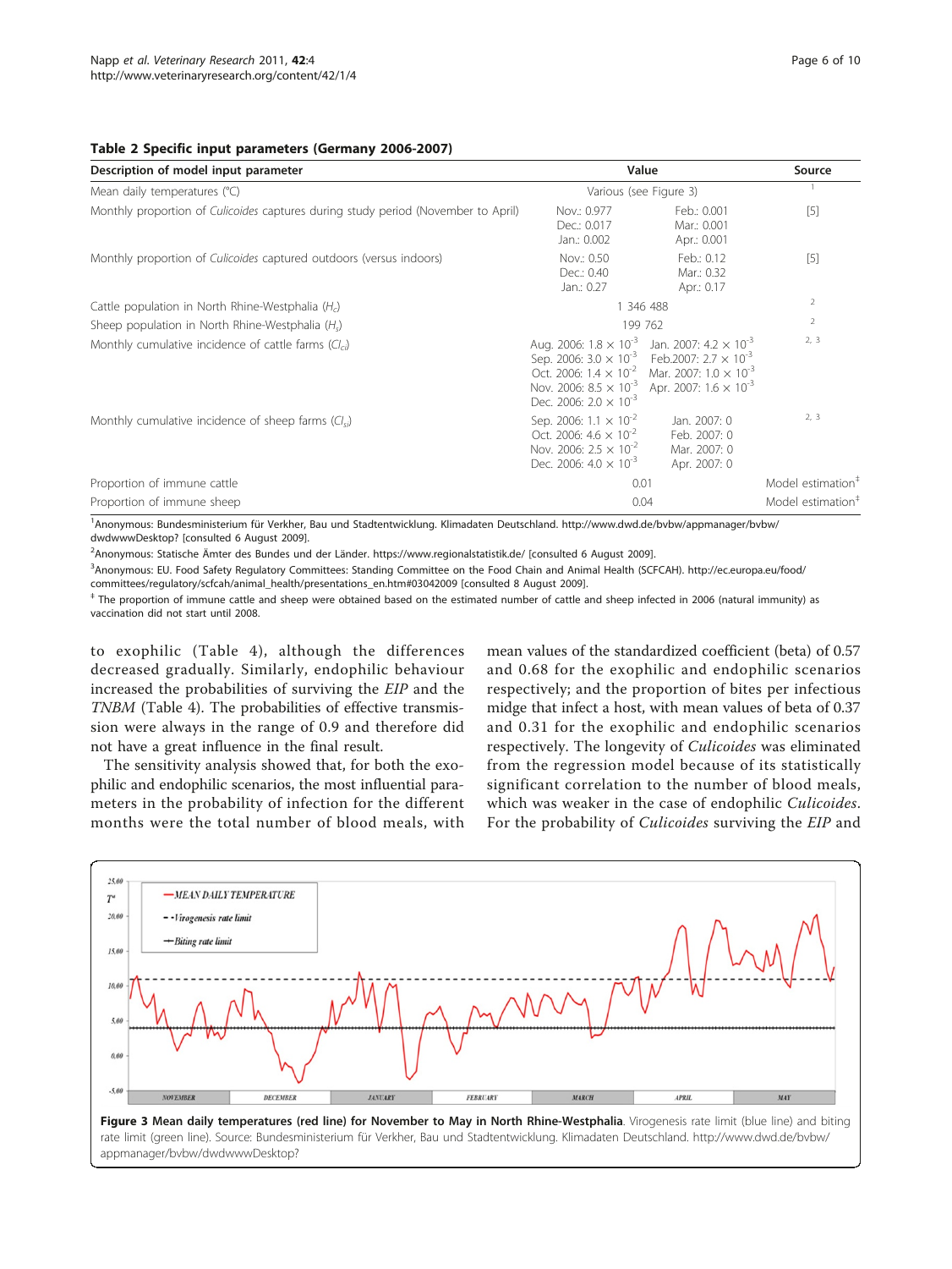**Table 2 Specific input parameters (Germany 2006-2007)**

| Description of model input parameter | Value | | Source |
|---|---|---|---|
| Mean daily temperatures (°C) | Various (see Figure 3) | | [1] |
| Monthly proportion of *Culicoides* captures during study period (November to April) | Nov.: 0.977<br>Dec.: 0.017<br>Jan.: 0.002 | Feb.: 0.001<br>Mar.: 0.001<br>Apr.: 0.001 | [5] |
| Monthly proportion of *Culicoides* captured outdoors (versus indoors) | Nov.: 0.50<br>Dec.: 0.40<br>Jan.: 0.27 | Feb.: 0.12<br>Mar.: 0.32<br>Apr.: 0.17 | [5] |
| Cattle population in North Rhine-Westphalia ($H_c$) | 1 346 488 | | [2] |
| Sheep population in North Rhine-Westphalia ($H_s$) | 199 762 | | [2] |
| Monthly cumulative incidence of cattle farms ($CI_{ci}$) | Aug. 2006: $1.8 \times 10^{-3}$<br>Sep. 2006: $3.0 \times 10^{-3}$<br>Oct. 2006: $1.4 \times 10^{-2}$<br>Nov. 2006: $8.5 \times 10^{-3}$<br>Dec. 2006: $2.0 \times 10^{-3}$ | Jan. 2007: $4.2 \times 10^{-3}$<br>Feb.2007: $2.7 \times 10^{-3}$<br>Mar. 2007: $1.0 \times 10^{-3}$<br>Apr. 2007: $1.6 \times 10^{-3}$ | [2, 3] |
| Monthly cumulative incidence of sheep farms ($CI_{si}$) | Sep. 2006: $1.1 \times 10^{-2}$<br>Oct. 2006: $4.6 \times 10^{-2}$<br>Nov. 2006: $2.5 \times 10^{-2}$<br>Dec. 2006: $4.0 \times 10^{-3}$ | Jan. 2007: 0<br>Feb. 2007: 0<br>Mar. 2007: 0<br>Apr. 2007: 0 | [2, 3] |
| Proportion of immune cattle | 0.01 | | Model estimation[‡] |
| Proportion of immune sheep | 0.04 | | Model estimation[‡] |

[1]Anonymous: Bundesministerium für Verkher, Bau und Stadtentwicklung. Klimadaten Deutschland. http://www.dwd.de/bvbw/appmanager/bvbw/dwdwwwDesktop? [consulted 6 August 2009].

[2]Anonymous: Statische Ämter des Bundes und der Länder. https://www.regionalstatistik.de/ [consulted 6 August 2009].

[3]Anonymous: EU. Food Safety Regulatory Committees: Standing Committee on the Food Chain and Animal Health (SCFCAH). http://ec.europa.eu/food/committees/regulatory/scfcah/animal_health/presentations_en.htm#03042009 [consulted 8 August 2009].

[‡] The proportion of immune cattle and sheep were obtained based on the estimated number of cattle and sheep infected in 2006 (natural immunity) as vaccination did not start until 2008.

to exophilic (Table 4), although the differences decreased gradually. Similarly, endophilic behaviour increased the probabilities of surviving the *EIP* and the *TNBM* (Table 4). The probabilities of effective transmission were always in the range of 0.9 and therefore did not have a great influence in the final result.

The sensitivity analysis showed that, for both the exophilic and endophilic scenarios, the most influential parameters in the probability of infection for the different months were the total number of blood meals, with mean values of the standardized coefficient (beta) of 0.57 and 0.68 for the exophilic and endophilic scenarios respectively; and the proportion of bites per infectious midge that infect a host, with mean values of beta of 0.37 and 0.31 for the exophilic and endophilic scenarios respectively. The longevity of *Culicoides* was eliminated from the regression model because of its statistically significant correlation to the number of blood meals, which was weaker in the case of endophilic *Culicoides*. For the probability of *Culicoides* surviving the *EIP* and

**Figure 3 Mean daily temperatures (red line) for November to May in North Rhine-Westphalia**. Virogenesis rate limit (blue line) and biting rate limit (green line). Source: Bundesministerium für Verkher, Bau und Stadtentwicklung. Klimadaten Deutschland. http://www.dwd.de/bvbw/appmanager/bvbw/dwdwwwDesktop?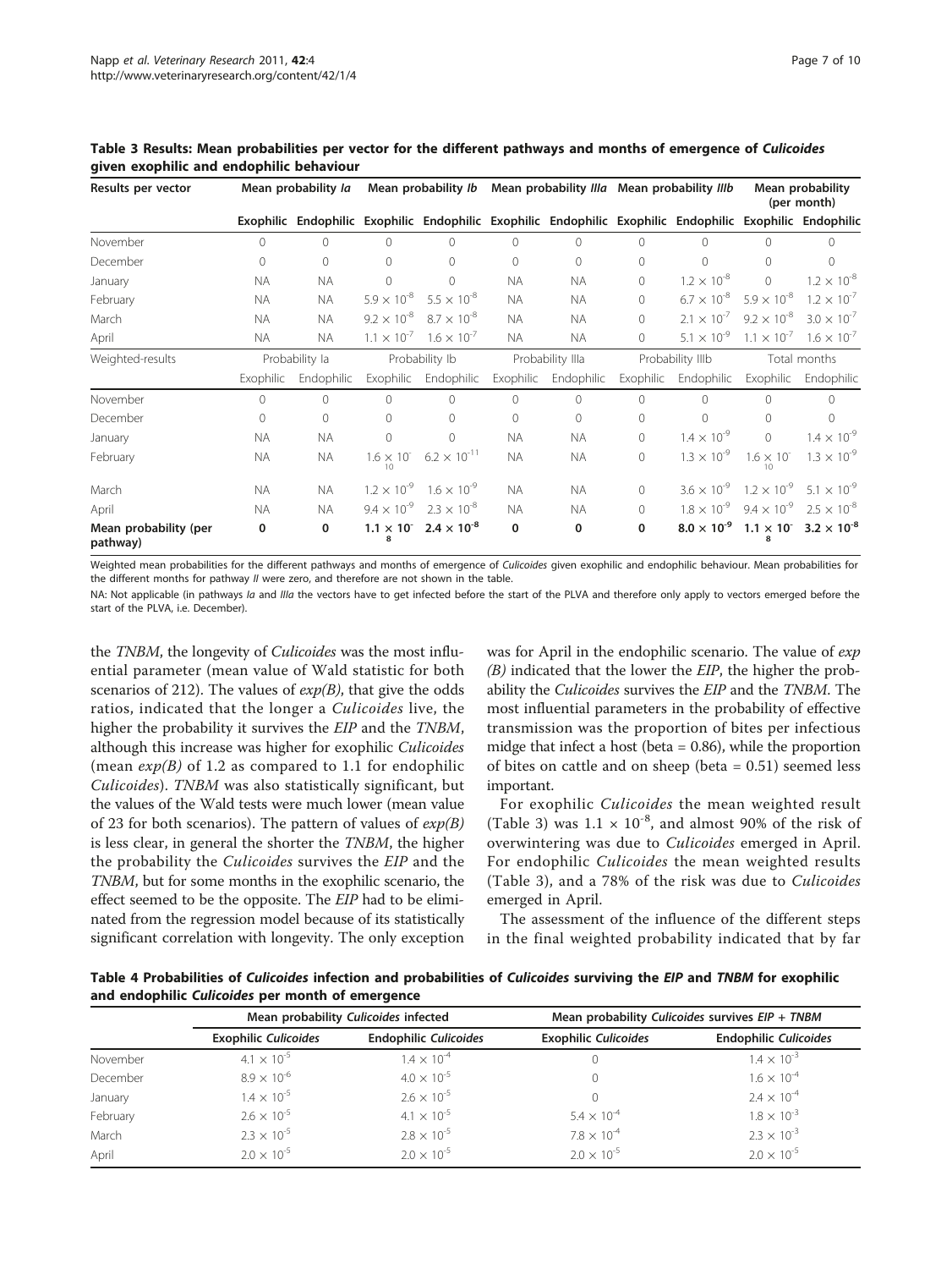**Table 3 Results: Mean probabilities per vector for the different pathways and months of emergence of *Culicoides* given exophilic and endophilic behaviour**

| Results per vector | Mean probability *Ia* | | Mean probability *Ib* | | Mean probability *IIIa* | | Mean probability *IIIb* | | Mean probability (per month) | |
|---|---|---|---|---|---|---|---|---|---|---|
| | Exophilic | Endophilic | Exophilic | Endophilic | Exophilic | Endophilic | Exophilic | Endophilic | Exophilic | Endophilic |
| November | 0 | 0 | 0 | 0 | 0 | 0 | 0 | 0 | 0 | 0 |
| December | 0 | 0 | 0 | 0 | 0 | 0 | 0 | 0 | 0 | 0 |
| January | NA | NA | 0 | 0 | NA | NA | 0 | $1.2 \times 10^{-8}$ | 0 | $1.2 \times 10^{-8}$ |
| February | NA | NA | $5.9 \times 10^{-8}$ | $5.5 \times 10^{-8}$ | NA | NA | 0 | $6.7 \times 10^{-8}$ | $5.9 \times 10^{-8}$ | $1.2 \times 10^{-7}$ |
| March | NA | NA | $9.2 \times 10^{-8}$ | $8.7 \times 10^{-8}$ | NA | NA | 0 | $2.1 \times 10^{-7}$ | $9.2 \times 10^{-8}$ | $3.0 \times 10^{-7}$ |
| April | NA | NA | $1.1 \times 10^{-7}$ | $1.6 \times 10^{-7}$ | NA | NA | 0 | $5.1 \times 10^{-9}$ | $1.1 \times 10^{-7}$ | $1.6 \times 10^{-7}$ |
| Weighted-results | Probability Ia | | Probability Ib | | Probability IIIa | | Probability IIIb | | Total months | |
| | Exophilic | Endophilic | Exophilic | Endophilic | Exophilic | Endophilic | Exophilic | Endophilic | Exophilic | Endophilic |
| November | 0 | 0 | 0 | 0 | 0 | 0 | 0 | 0 | 0 | 0 |
| December | 0 | 0 | 0 | 0 | 0 | 0 | 0 | 0 | 0 | 0 |
| January | NA | NA | 0 | 0 | NA | NA | 0 | $1.4 \times 10^{-9}$ | 0 | $1.4 \times 10^{-9}$ |
| February | NA | NA | $1.6 \times 10^{-10}$ | $6.2 \times 10^{-11}$ | NA | NA | 0 | $1.3 \times 10^{-9}$ | $1.6 \times 10^{-10}$ | $1.3 \times 10^{-9}$ |
| March | NA | NA | $1.2 \times 10^{-9}$ | $1.6 \times 10^{-9}$ | NA | NA | 0 | $3.6 \times 10^{-9}$ | $1.2 \times 10^{-9}$ | $5.1 \times 10^{-9}$ |
| April | NA | NA | $9.4 \times 10^{-9}$ | $2.3 \times 10^{-8}$ | NA | NA | 0 | $1.8 \times 10^{-9}$ | $9.4 \times 10^{-9}$ | $2.5 \times 10^{-8}$ |
| **Mean probability (per pathway)** | **0** | **0** | $\mathbf{1.1 \times 10^{-8}}$ | $\mathbf{2.4 \times 10^{-8}}$ | **0** | **0** | **0** | $\mathbf{8.0 \times 10^{-9}}$ | $\mathbf{1.1 \times 10^{-8}}$ | $\mathbf{3.2 \times 10^{-8}}$ |

Weighted mean probabilities for the different pathways and months of emergence of *Culicoides* given exophilic and endophilic behaviour. Mean probabilities for the different months for pathway *II* were zero, and therefore are not shown in the table.

NA: Not applicable (in pathways *Ia* and *IIIa* the vectors have to get infected before the start of the PLVA and therefore only apply to vectors emerged before the start of the PLVA, i.e. December).

the *TNBM*, the longevity of *Culicoides* was the most influential parameter (mean value of Wald statistic for both scenarios of 212). The values of *exp(B)*, that give the odds ratios, indicated that the longer a *Culicoides* live, the higher the probability it survives the *EIP* and the *TNBM*, although this increase was higher for exophilic *Culicoides* (mean *exp(B)* of 1.2 as compared to 1.1 for endophilic *Culicoides*). *TNBM* was also statistically significant, but the values of the Wald tests were much lower (mean value of 23 for both scenarios). The pattern of values of *exp(B)* is less clear, in general the shorter the *TNBM*, the higher the probability the *Culicoides* survives the *EIP* and the *TNBM*, but for some months in the exophilic scenario, the effect seemed to be the opposite. The *EIP* had to be eliminated from the regression model because of its statistically significant correlation with longevity. The only exception was for April in the endophilic scenario. The value of *exp (B)* indicated that the lower the *EIP*, the higher the probability the *Culicoides* survives the *EIP* and the *TNBM*. The most influential parameters in the probability of effective transmission was the proportion of bites per infectious midge that infect a host (beta = 0.86), while the proportion of bites on cattle and on sheep (beta = 0.51) seemed less important.

For exophilic *Culicoides* the mean weighted result (Table 3) was $1.1 \times 10^{-8}$, and almost 90% of the risk of overwintering was due to *Culicoides* emerged in April. For endophilic *Culicoides* the mean weighted results (Table 3), and a 78% of the risk was due to *Culicoides* emerged in April.

The assessment of the influence of the different steps in the final weighted probability indicated that by far

**Table 4 Probabilities of *Culicoides* infection and probabilities of *Culicoides* surviving the *EIP* and *TNBM* for exophilic and endophilic *Culicoides* per month of emergence**

| | Mean probability *Culicoides* infected | | Mean probability *Culicoides* survives *EIP* + *TNBM* | |
|---|---|---|---|---|
| | Exophilic *Culicoides* | Endophilic *Culicoides* | Exophilic *Culicoides* | Endophilic *Culicoides* |
| November | $4.1 \times 10^{-5}$ | $1.4 \times 10^{-4}$ | 0 | $1.4 \times 10^{-3}$ |
| December | $8.9 \times 10^{-6}$ | $4.0 \times 10^{-5}$ | 0 | $1.6 \times 10^{-4}$ |
| January | $1.4 \times 10^{-5}$ | $2.6 \times 10^{-5}$ | 0 | $2.4 \times 10^{-4}$ |
| February | $2.6 \times 10^{-5}$ | $4.1 \times 10^{-5}$ | $5.4 \times 10^{-4}$ | $1.8 \times 10^{-3}$ |
| March | $2.3 \times 10^{-5}$ | $2.8 \times 10^{-5}$ | $7.8 \times 10^{-4}$ | $2.3 \times 10^{-3}$ |
| April | $2.0 \times 10^{-5}$ | $2.0 \times 10^{-5}$ | $2.0 \times 10^{-5}$ | $2.0 \times 10^{-5}$ |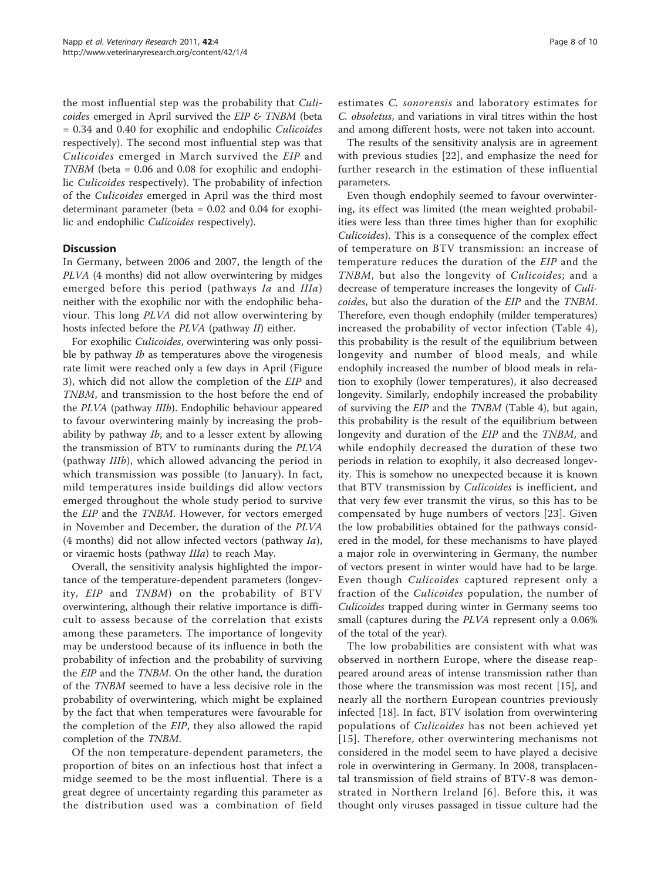the most influential step was the probability that *Culicoides* emerged in April survived the *EIP & TNBM* (beta = 0.34 and 0.40 for exophilic and endophilic *Culicoides* respectively). The second most influential step was that *Culicoides* emerged in March survived the *EIP* and *TNBM* (beta = 0.06 and 0.08 for exophilic and endophilic *Culicoides* respectively). The probability of infection of the *Culicoides* emerged in April was the third most determinant parameter (beta = 0.02 and 0.04 for exophilic and endophilic *Culicoides* respectively).

## Discussion

In Germany, between 2006 and 2007, the length of the *PLVA* (4 months) did not allow overwintering by midges emerged before this period (pathways *Ia* and *IIIa*) neither with the exophilic nor with the endophilic behaviour. This long *PLVA* did not allow overwintering by hosts infected before the *PLVA* (pathway *II*) either.

For exophilic *Culicoides*, overwintering was only possible by pathway *Ib* as temperatures above the virogenesis rate limit were reached only a few days in April (Figure 3), which did not allow the completion of the *EIP* and *TNBM*, and transmission to the host before the end of the *PLVA* (pathway *IIIb*). Endophilic behaviour appeared to favour overwintering mainly by increasing the probability by pathway *Ib*, and to a lesser extent by allowing the transmission of BTV to ruminants during the *PLVA* (pathway *IIIb*), which allowed advancing the period in which transmission was possible (to January). In fact, mild temperatures inside buildings did allow vectors emerged throughout the whole study period to survive the *EIP* and the *TNBM*. However, for vectors emerged in November and December, the duration of the *PLVA* (4 months) did not allow infected vectors (pathway *Ia*), or viraemic hosts (pathway *IIIa*) to reach May.

Overall, the sensitivity analysis highlighted the importance of the temperature-dependent parameters (longevity, *EIP* and *TNBM*) on the probability of BTV overwintering, although their relative importance is difficult to assess because of the correlation that exists among these parameters. The importance of longevity may be understood because of its influence in both the probability of infection and the probability of surviving the *EIP* and the *TNBM*. On the other hand, the duration of the *TNBM* seemed to have a less decisive role in the probability of overwintering, which might be explained by the fact that when temperatures were favourable for the completion of the *EIP*, they also allowed the rapid completion of the *TNBM*.

Of the non temperature-dependent parameters, the proportion of bites on an infectious host that infect a midge seemed to be the most influential. There is a great degree of uncertainty regarding this parameter as the distribution used was a combination of field estimates *C. sonorensis* and laboratory estimates for *C. obsoletus*, and variations in viral titres within the host and among different hosts, were not taken into account.

The results of the sensitivity analysis are in agreement with previous studies [22], and emphasize the need for further research in the estimation of these influential parameters.

Even though endophily seemed to favour overwintering, its effect was limited (the mean weighted probabilities were less than three times higher than for exophilic *Culicoides*). This is a consequence of the complex effect of temperature on BTV transmission: an increase of temperature reduces the duration of the *EIP* and the *TNBM*, but also the longevity of *Culicoides*; and a decrease of temperature increases the longevity of *Culicoides*, but also the duration of the *EIP* and the *TNBM*. Therefore, even though endophily (milder temperatures) increased the probability of vector infection (Table 4), this probability is the result of the equilibrium between longevity and number of blood meals, and while endophily increased the number of blood meals in relation to exophily (lower temperatures), it also decreased longevity. Similarly, endophily increased the probability of surviving the *EIP* and the *TNBM* (Table 4), but again, this probability is the result of the equilibrium between longevity and duration of the *EIP* and the *TNBM*, and while endophily decreased the duration of these two periods in relation to exophily, it also decreased longevity. This is somehow no unexpected because it is known that BTV transmission by *Culicoides* is inefficient, and that very few ever transmit the virus, so this has to be compensated by huge numbers of vectors [23]. Given the low probabilities obtained for the pathways considered in the model, for these mechanisms to have played a major role in overwintering in Germany, the number of vectors present in winter would have had to be large. Even though *Culicoides* captured represent only a fraction of the *Culicoides* population, the number of *Culicoides* trapped during winter in Germany seems too small (captures during the *PLVA* represent only a 0.06% of the total of the year).

The low probabilities are consistent with what was observed in northern Europe, where the disease reappeared around areas of intense transmission rather than those where the transmission was most recent [15], and nearly all the northern European countries previously infected [18]. In fact, BTV isolation from overwintering populations of *Culicoides* has not been achieved yet [15]. Therefore, other overwintering mechanisms not considered in the model seem to have played a decisive role in overwintering in Germany. In 2008, transplacental transmission of field strains of BTV-8 was demonstrated in Northern Ireland [6]. Before this, it was thought only viruses passaged in tissue culture had the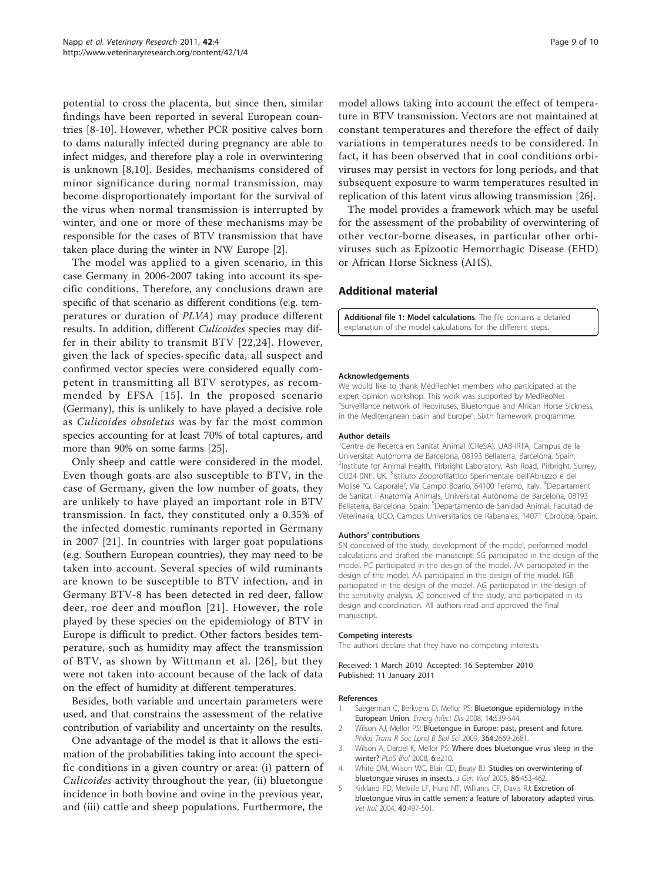potential to cross the placenta, but since then, similar findings have been reported in several European countries [8-10]. However, whether PCR positive calves born to dams naturally infected during pregnancy are able to infect midges, and therefore play a role in overwintering is unknown [8,10]. Besides, mechanisms considered of minor significance during normal transmission, may become disproportionately important for the survival of the virus when normal transmission is interrupted by winter, and one or more of these mechanisms may be responsible for the cases of BTV transmission that have taken place during the winter in NW Europe [2].

The model was applied to a given scenario, in this case Germany in 2006-2007 taking into account its specific conditions. Therefore, any conclusions drawn are specific of that scenario as different conditions (e.g. temperatures or duration of *PLVA*) may produce different results. In addition, different *Culicoides* species may differ in their ability to transmit BTV [22,24]. However, given the lack of species-specific data, all suspect and confirmed vector species were considered equally competent in transmitting all BTV serotypes, as recommended by EFSA [15]. In the proposed scenario (Germany), this is unlikely to have played a decisive role as *Culicoides obsoletus* was by far the most common species accounting for at least 70% of total captures, and more than 90% on some farms [25].

Only sheep and cattle were considered in the model. Even though goats are also susceptible to BTV, in the case of Germany, given the low number of goats, they are unlikely to have played an important role in BTV transmission. In fact, they constituted only a 0.35% of the infected domestic ruminants reported in Germany in 2007 [21]. In countries with larger goat populations (e.g. Southern European countries), they may need to be taken into account. Several species of wild ruminants are known to be susceptible to BTV infection, and in Germany BTV-8 has been detected in red deer, fallow deer, roe deer and mouflon [21]. However, the role played by these species on the epidemiology of BTV in Europe is difficult to predict. Other factors besides temperature, such as humidity may affect the transmission of BTV, as shown by Wittmann et al. [26], but they were not taken into account because of the lack of data on the effect of humidity at different temperatures.

Besides, both variable and uncertain parameters were used, and that constrains the assessment of the relative contribution of variability and uncertainty on the results.

One advantage of the model is that it allows the estimation of the probabilities taking into account the specific conditions in a given country or area: (i) pattern of *Culicoides* activity throughout the year, (ii) bluetongue incidence in both bovine and ovine in the previous year, and (iii) cattle and sheep populations. Furthermore, the model allows taking into account the effect of temperature in BTV transmission. Vectors are not maintained at constant temperatures and therefore the effect of daily variations in temperatures needs to be considered. In fact, it has been observed that in cool conditions orbiviruses may persist in vectors for long periods, and that subsequent exposure to warm temperatures resulted in replication of this latent virus allowing transmission [26].

The model provides a framework which may be useful for the assessment of the probability of overwintering of other vector-borne diseases, in particular other orbiviruses such as Epizootic Hemorrhagic Disease (EHD) or African Horse Sickness (AHS).

## Additional material

**Additional file 1: Model calculations**. The file contains a detailed explanation of the model calculations for the different steps.

#### Acknowledgements

We would like to thank MedReoNet members who participated at the expert opinion workshop. This work was supported by MedReoNet "Surveillance network of Reoviruses, Bluetongue and African Horse Sickness, in the Mediterranean basin and Europe", Sixth framework programme.

#### Author details

[1]Centre de Recerca en Sanitat Animal (CReSA), UAB-IRTA, Campus de la Universitat Autónoma de Barcelona, 08193 Bellaterra, Barcelona, Spain. [2]Institute for Animal Health, Pirbright Laboratory, Ash Road, Pirbright, Surrey, GU24 0NF, UK. [3]Istituto Zooprofilattico Sperimentale dell'Abruzzo e del Molise "G. Caporale", Via Campo Boario, 64100 Teramo, Italy. [4]Departament de Sanitat i Anatomia Animals, Universitat Autònoma de Barcelona, 08193 Bellaterra, Barcelona, Spain. [5]Departamento de Sanidad Animal. Facultad de Veterinaria, UCO, Campus Universitarios de Rabanales, 14071 Córdoba, Spain.

#### Authors' contributions

SN conceived of the study, development of the model, performed model calculations and drafted the manuscript. SG participated in the design of the model. PC participated in the design of the model. AA participated in the design of the model. AA participated in the design of the model. IGB participated in the design of the model. AG participated in the design of the sensitivity analysis. JC conceived of the study, and participated in its design and coordination. All authors read and approved the final manuscript.

#### Competing interests

The authors declare that they have no competing interests.

Received: 1 March 2010 Accepted: 16 September 2010
Published: 11 January 2011

#### References

1. Saegerman C, Berkvens D, Mellor PS: **Bluetongue epidemiology in the European Union.** *Emerg Infect Dis* 2008, **14**:539-544.
2. Wilson AJ, Mellor PS: **Bluetongue in Europe: past, present and future.** *Philos Trans R Soc Lond B Biol Sci* 2009, **364**:2669-2681.
3. Wilson A, Darpel K, Mellor PS: **Where does bluetongue virus sleep in the winter?** *PLoS Biol* 2008, **6**:e210.
4. White DM, Wilson WC, Blair CD, Beaty BJ: **Studies on overwintering of bluetongue viruses in insects.** *J Gen Virol* 2005, **86**:453-462.
5. Kirkland PD, Melville LF, Hunt NT, Williams CF, Davis RJ: **Excretion of bluetongue virus in cattle semen: a feature of laboratory adapted virus.** *Vet Ital* 2004, **40**:497-501.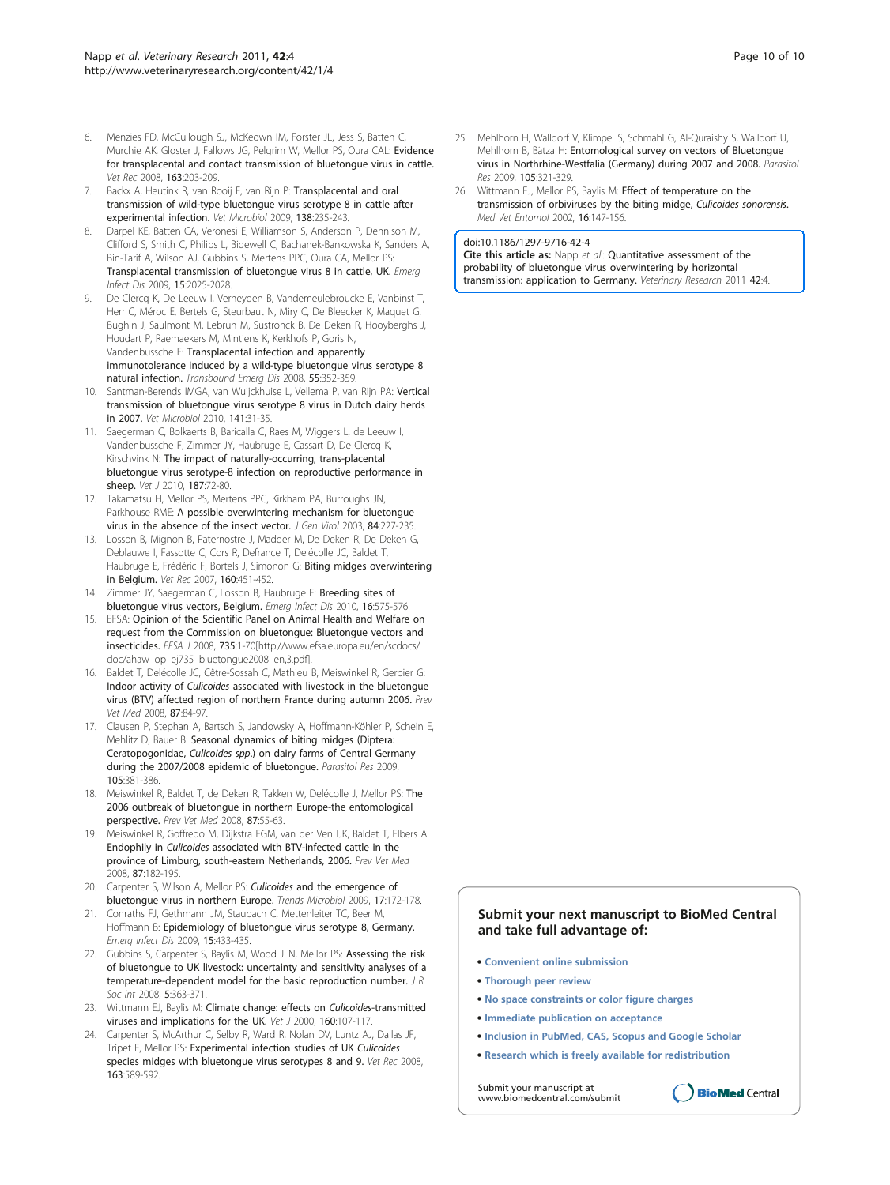6. Menzies FD, McCullough SJ, McKeown IM, Forster JL, Jess S, Batten C, Murchie AK, Gloster J, Fallows JG, Pelgrim W, Mellor PS, Oura CAL: **Evidence for transplacental and contact transmission of bluetongue virus in cattle.** *Vet Rec* 2008, **163**:203-209.
7. Backx A, Heutink R, van Rooij E, van Rijn P: **Transplacental and oral transmission of wild-type bluetongue virus serotype 8 in cattle after experimental infection.** *Vet Microbiol* 2009, **138**:235-243.
8. Darpel KE, Batten CA, Veronesi E, Williamson S, Anderson P, Dennison M, Clifford S, Smith C, Philips L, Bidewell C, Bachanek-Bankowska K, Sanders A, Bin-Tarif A, Wilson AJ, Gubbins S, Mertens PPC, Oura CA, Mellor PS: **Transplacental transmission of bluetongue virus 8 in cattle, UK.** *Emerg Infect Dis* 2009, **15**:2025-2028.
9. De Clercq K, De Leeuw I, Verheyden B, Vandemeulebroucke E, Vanbinst T, Herr C, Méroc E, Bertels G, Steurbaut N, Miry C, De Bleecker K, Maquet G, Bughin J, Saulmont M, Lebrun M, Sustronck B, De Deken R, Hooyberghs J, Houdart P, Raemaekers M, Mintiens K, Kerkhofs P, Goris N, Vandenbussche F: **Transplacental infection and apparently immunotolerance induced by a wild-type bluetongue virus serotype 8 natural infection.** *Transbound Emerg Dis* 2008, **55**:352-359.
10. Santman-Berends IMGA, van Wuijckhuise L, Vellema P, van Rijn PA: **Vertical transmission of bluetongue virus serotype 8 virus in Dutch dairy herds in 2007.** *Vet Microbiol* 2010, **141**:31-35.
11. Saegerman C, Bolkaerts B, Baricalla C, Raes M, Wiggers L, de Leeuw I, Vandenbussche F, Zimmer JY, Haubruge E, Cassart D, De Clercq K, Kirschvink N: **The impact of naturally-occurring, trans-placental bluetongue virus serotype-8 infection on reproductive performance in sheep.** *Vet J* 2010, **187**:72-80.
12. Takamatsu H, Mellor PS, Mertens PPC, Kirkham PA, Burroughs JN, Parkhouse RME: **A possible overwintering mechanism for bluetongue virus in the absence of the insect vector.** *J Gen Virol* 2003, **84**:227-235.
13. Losson B, Mignon B, Paternostre J, Madder M, De Deken R, De Deken G, Deblauwe I, Fassotte C, Cors R, Defrance T, Delécolle JC, Baldet T, Haubruge E, Frédéric F, Bortels J, Simonon G: **Biting midges overwintering in Belgium.** *Vet Rec* 2007, **160**:451-452.
14. Zimmer JY, Saegerman C, Losson B, Haubruge E: **Breeding sites of bluetongue virus vectors, Belgium.** *Emerg Infect Dis* 2010, **16**:575-576.
15. EFSA: **Opinion of the Scientific Panel on Animal Health and Welfare on request from the Commission on bluetongue: Bluetongue vectors and insecticides.** *EFSA J* 2008, **735**:1-70[http://www.efsa.europa.eu/en/scdocs/doc/ahaw_op_ej735_bluetongue2008_en,3.pdf].
16. Baldet T, Delécolle JC, Cêtre-Sossah C, Mathieu B, Meiswinkel R, Gerbier G: **Indoor activity of *Culicoides* associated with livestock in the bluetongue virus (BTV) affected region of northern France during autumn 2006.** *Prev Vet Med* 2008, **87**:84-97.
17. Clausen P, Stephan A, Bartsch S, Jandowsky A, Hoffmann-Köhler P, Schein E, Mehlitz D, Bauer B: **Seasonal dynamics of biting midges (Diptera: Ceratopogonidae, *Culicoides spp.*) on dairy farms of Central Germany during the 2007/2008 epidemic of bluetongue.** *Parasitol Res* 2009, **105**:381-386.
18. Meiswinkel R, Baldet T, de Deken R, Takken W, Delécolle J, Mellor PS: **The 2006 outbreak of bluetongue in northern Europe-the entomological perspective.** *Prev Vet Med* 2008, **87**:55-63.
19. Meiswinkel R, Goffredo M, Dijkstra EGM, van der Ven IJK, Baldet T, Elbers A: **Endophily in *Culicoides* associated with BTV-infected cattle in the province of Limburg, south-eastern Netherlands, 2006.** *Prev Vet Med* 2008, **87**:182-195.
20. Carpenter S, Wilson A, Mellor PS: ***Culicoides* and the emergence of bluetongue virus in northern Europe.** *Trends Microbiol* 2009, **17**:172-178.
21. Conraths FJ, Gethmann JM, Staubach C, Mettenleiter TC, Beer M, Hoffmann B: **Epidemiology of bluetongue virus serotype 8, Germany.** *Emerg Infect Dis* 2009, **15**:433-435.
22. Gubbins S, Carpenter S, Baylis M, Wood JLN, Mellor PS: **Assessing the risk of bluetongue to UK livestock: uncertainty and sensitivity analyses of a temperature-dependent model for the basic reproduction number.** *J R Soc Int* 2008, **5**:363-371.
23. Wittmann EJ, Baylis M: **Climate change: effects on *Culicoides*-transmitted viruses and implications for the UK.** *Vet J* 2000, **160**:107-117.
24. Carpenter S, McArthur C, Selby R, Ward R, Nolan DV, Luntz AJ, Dallas JF, Tripet F, Mellor PS: **Experimental infection studies of UK *Culicoides* species midges with bluetongue virus serotypes 8 and 9.** *Vet Rec* 2008, **163**:589-592.
25. Mehlhorn H, Walldorf V, Klimpel S, Schmahl G, Al-Quraishy S, Walldorf U, Mehlhorn B, Bätza H: **Entomological survey on vectors of Bluetongue virus in Northrhine-Westfalia (Germany) during 2007 and 2008.** *Parasitol Res* 2009, **105**:321-329.
26. Wittmann EJ, Mellor PS, Baylis M: **Effect of temperature on the transmission of orbiviruses by the biting midge, *Culicoides sonorensis*.** *Med Vet Entomol* 2002, **16**:147-156.

doi:10.1186/1297-9716-42-4

**Cite this article as:** Napp *et al.*: Quantitative assessment of the probability of bluetongue virus overwintering by horizontal transmission: application to Germany. *Veterinary Research* 2011 **42**:4.